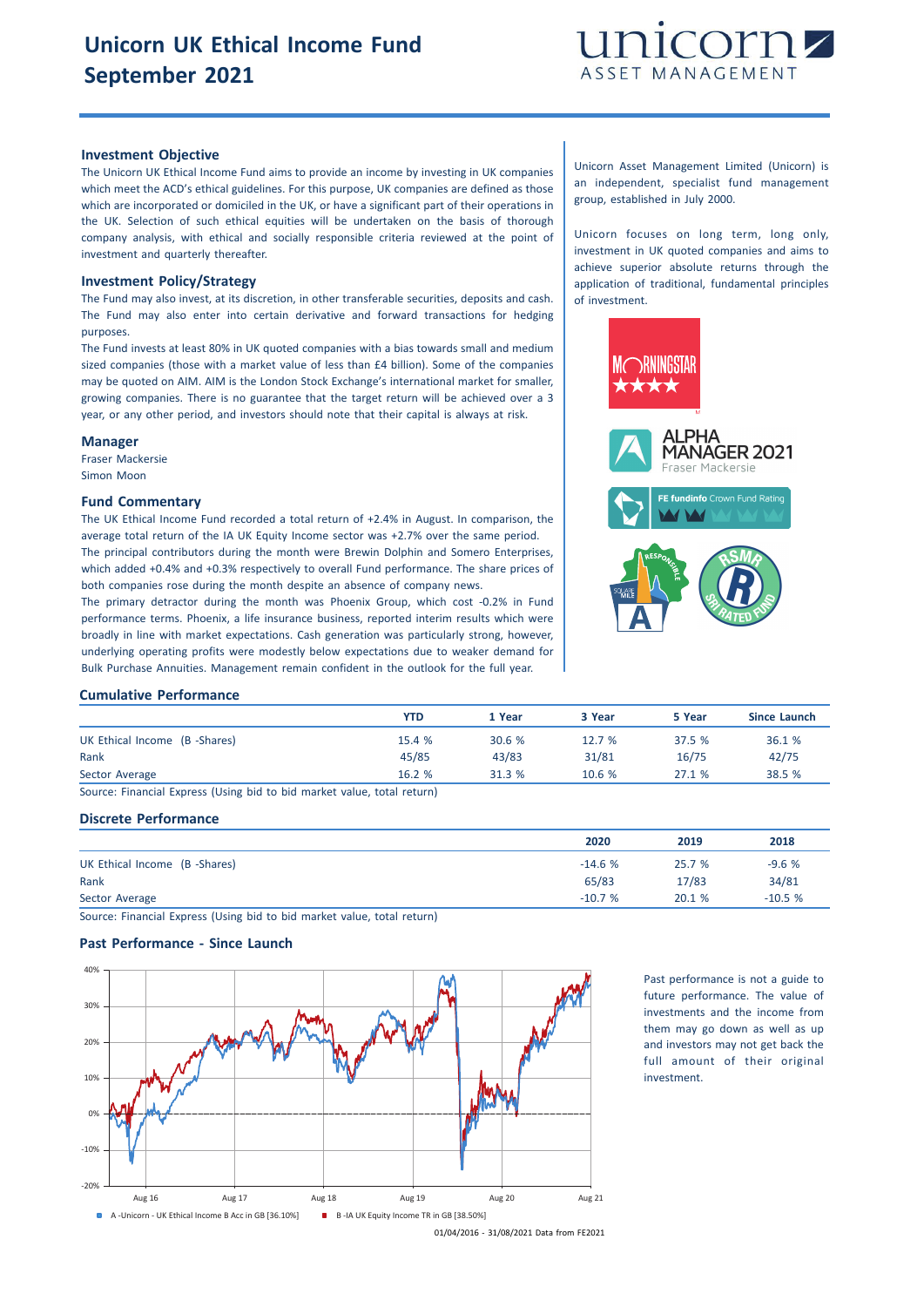# Unicorn UK Ethical Income Fund
# September 2021

## Investment Objective

The Unicorn UK Ethical Income Fund aims to provide an income by investing in UK companies which meet the ACD's ethical guidelines. For this purpose, UK companies are defined as those which are incorporated or domiciled in the UK, or have a significant part of their operations in the UK. Selection of such ethical equities will be undertaken on the basis of thorough company analysis, with ethical and socially responsible criteria reviewed at the point of investment and quarterly thereafter.

## Investment Policy/Strategy

The Fund may also invest, at its discretion, in other transferable securities, deposits and cash. The Fund may also enter into certain derivative and forward transactions for hedging purposes.

The Fund invests at least 80% in UK quoted companies with a bias towards small and medium sized companies (those with a market value of less than £4 billion). Some of the companies may be quoted on AIM. AIM is the London Stock Exchange's international market for smaller, growing companies. There is no guarantee that the target return will be achieved over a 3 year, or any other period, and investors should note that their capital is always at risk.

## Manager

Fraser Mackersie
Simon Moon

## Fund Commentary

The UK Ethical Income Fund recorded a total return of +2.4% in August. In comparison, the average total return of the IA UK Equity Income sector was +2.7% over the same period.

The principal contributors during the month were Brewin Dolphin and Somero Enterprises, which added +0.4% and +0.3% respectively to overall Fund performance. The share prices of both companies rose during the month despite an absence of company news.

The primary detractor during the month was Phoenix Group, which cost -0.2% in Fund performance terms. Phoenix, a life insurance business, reported interim results which were broadly in line with market expectations. Cash generation was particularly strong, however, underlying operating profits were modestly below expectations due to weaker demand for Bulk Purchase Annuities. Management remain confident in the outlook for the full year.

Unicorn Asset Management Limited (Unicorn) is an independent, specialist fund management group, established in July 2000.

Unicorn focuses on long term, long only, investment in UK quoted companies and aims to achieve superior absolute returns through the application of traditional, fundamental principles of investment.

## Cumulative Performance

| | YTD | 1 Year | 3 Year | 5 Year | Since Launch |
|---|---|---|---|---|---|
| UK Ethical Income (B -Shares) | 15.4 % | 30.6 % | 12.7 % | 37.5 % | 36.1 % |
| Rank | 45/85 | 43/83 | 31/81 | 16/75 | 42/75 |
| Sector Average | 16.2 % | 31.3 % | 10.6 % | 27.1 % | 38.5 % |

Source: Financial Express (Using bid to bid market value, total return)

## Discrete Performance

| | 2020 | 2019 | 2018 |
|---|---|---|---|
| UK Ethical Income (B -Shares) | -14.6 % | 25.7 % | -9.6 % |
| Rank | 65/83 | 17/83 | 34/81 |
| Sector Average | -10.7 % | 20.1 % | -10.5 % |

Source: Financial Express (Using bid to bid market value, total return)

## Past Performance - Since Launch

A -Unicorn - UK Ethical Income B Acc in GB [36.10%] B -IA UK Equity Income TR in GB [38.50%]

01/04/2016 - 31/08/2021 Data from FE2021

Past performance is not a guide to future performance. The value of investments and the income from them may go down as well as up and investors may not get back the full amount of their original investment.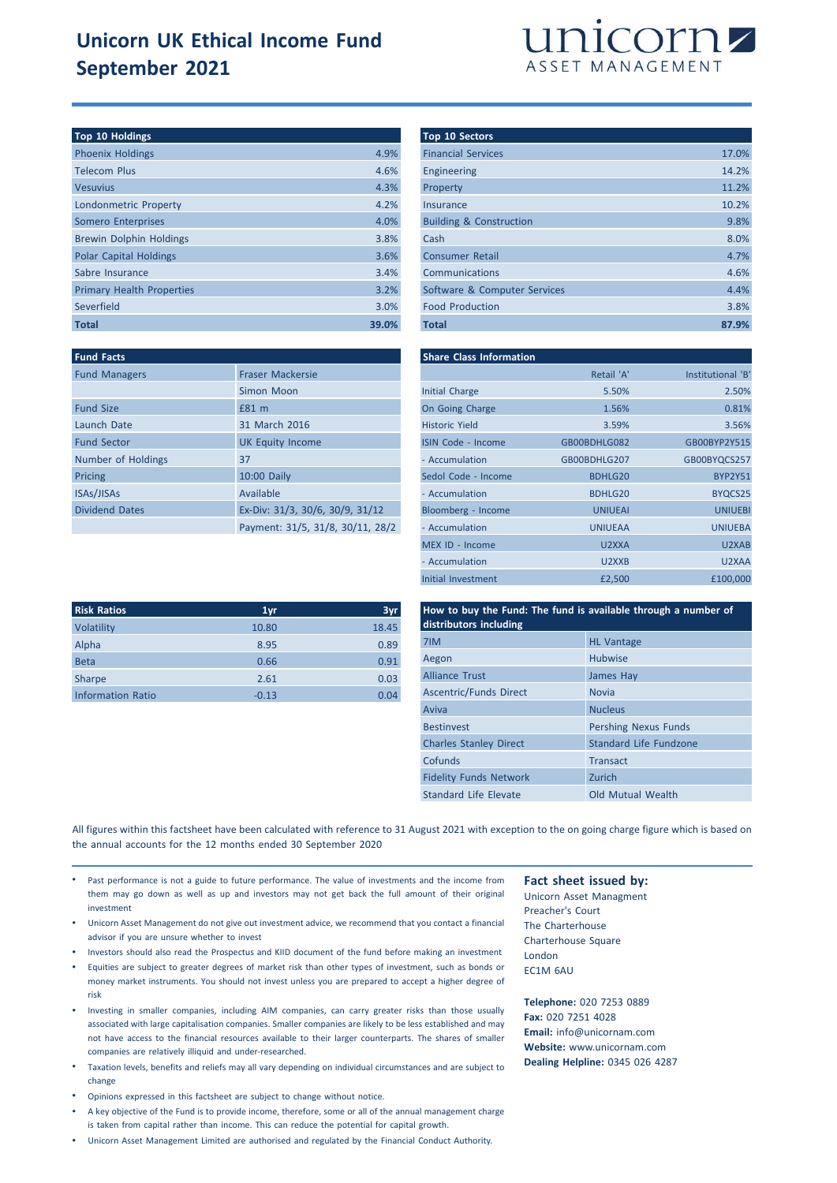# Unicorn UK Ethical Income Fund September 2021

unicorn ASSET MANAGEMENT

| Top 10 Holdings | |
|---|---|
| Phoenix Holdings | 4.9% |
| Telecom Plus | 4.6% |
| Vesuvius | 4.3% |
| Londonmetric Property | 4.2% |
| Somero Enterprises | 4.0% |
| Brewin Dolphin Holdings | 3.8% |
| Polar Capital Holdings | 3.6% |
| Sabre Insurance | 3.4% |
| Primary Health Properties | 3.2% |
| Severfield | 3.0% |
| **Total** | **39.0%** |

| Top 10 Sectors | |
|---|---|
| Financial Services | 17.0% |
| Engineering | 14.2% |
| Property | 11.2% |
| Insurance | 10.2% |
| Building & Construction | 9.8% |
| Cash | 8.0% |
| Consumer Retail | 4.7% |
| Communications | 4.6% |
| Software & Computer Services | 4.4% |
| Food Production | 3.8% |
| **Total** | **87.9%** |

| Fund Facts | |
|---|---|
| Fund Managers | Fraser Mackersie |
| | Simon Moon |
| Fund Size | £81 m |
| Launch Date | 31 March 2016 |
| Fund Sector | UK Equity Income |
| Number of Holdings | 37 |
| Pricing | 10:00 Daily |
| ISAs/JISAs | Available |
| Dividend Dates | Ex-Div: 31/3, 30/6, 30/9, 31/12 |
| | Payment: 31/5, 31/8, 30/11, 28/2 |

| Share Class Information | Retail 'A' | Institutional 'B' |
|---|---|---|
| Initial Charge | 5.50% | 2.50% |
| On Going Charge | 1.56% | 0.81% |
| Historic Yield | 3.59% | 3.56% |
| ISIN Code - Income | GB00BDHLG082 | GB00BYP2Y515 |
| - Accumulation | GB00BDHLG207 | GB00BYQCS257 |
| Sedol Code - Income | BDHLG20 | BYP2Y51 |
| - Accumulation | BDHLG20 | BYQCS25 |
| Bloomberg - Income | UNIUEAI | UNIUEBI |
| - Accumulation | UNIUEAA | UNIUEBA |
| MEX ID - Income | U2XXA | U2XAB |
| - Accumulation | U2XXB | U2XAA |
| Initial Investment | £2,500 | £100,000 |

| Risk Ratios | 1yr | 3yr |
|---|---|---|
| Volatility | 10.80 | 18.45 |
| Alpha | 8.95 | 0.89 |
| Beta | 0.66 | 0.91 |
| Sharpe | 2.61 | 0.03 |
| Information Ratio | -0.13 | 0.04 |

| How to buy the Fund: The fund is available through a number of distributors including | |
|---|---|
| 7IM | HL Vantage |
| Aegon | Hubwise |
| Alliance Trust | James Hay |
| Ascentric/Funds Direct | Novia |
| Aviva | Nucleus |
| Bestinvest | Pershing Nexus Funds |
| Charles Stanley Direct | Standard Life Fundzone |
| Cofunds | Transact |
| Fidelity Funds Network | Zurich |
| Standard Life Elevate | Old Mutual Wealth |

All figures within this factsheet have been calculated with reference to 31 August 2021 with exception to the on going charge figure which is based on the annual accounts for the 12 months ended 30 September 2020

- Past performance is not a guide to future performance. The value of investments and the income from them may go down as well as up and investors may not get back the full amount of their original investment
- Unicorn Asset Management do not give out investment advice, we recommend that you contact a financial advisor if you are unsure whether to invest
- Investors should also read the Prospectus and KIID document of the fund before making an investment
- Equities are subject to greater degrees of market risk than other types of investment, such as bonds or money market instruments. You should not invest unless you are prepared to accept a higher degree of risk
- Investing in smaller companies, including AIM companies, can carry greater risks than those usually associated with large capitalisation companies. Smaller companies are likely to be less established and may not have access to the financial resources available to their larger counterparts. The shares of smaller companies are relatively illiquid and under-researched.
- Taxation levels, benefits and reliefs may all vary depending on individual circumstances and are subject to change
- Opinions expressed in this factsheet are subject to change without notice.
- A key objective of the Fund is to provide income, therefore, some or all of the annual management charge is taken from capital rather than income. This can reduce the potential for capital growth.
- Unicorn Asset Management Limited are authorised and regulated by the Financial Conduct Authority.

### Fact sheet issued by:

Unicorn Asset Managment
Preacher's Court
The Charterhouse
Charterhouse Square
London
EC1M 6AU

**Telephone:** 020 7253 0889
**Fax:** 020 7251 4028
**Email:** info@unicornam.com
**Website:** www.unicornam.com
**Dealing Helpline:** 0345 026 4287